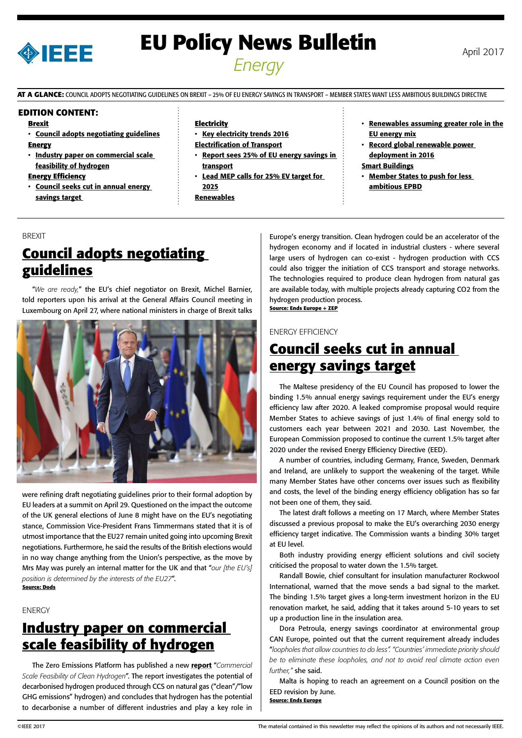# EU Policy News Bulletin

## Energy

April 2017

**AT A GLANCE:** COUNCIL ADOPTS NEGOTIATING GUIDELINES ON BREXIT – 25% OF EU ENERGY SAVINGS IN TRANSPORT – MEMBER STATES WANT LESS AMBITIOUS BUILDINGS DIRECTIVE

**EDITION CONTENT:**

**Brexit**
- **Council adopts negotiating guidelines**

**Energy**
- **Industry paper on commercial scale feasibility of hydrogen**

**Energy Efficiency**
- **Council seeks cut in annual energy savings target**

**Electricity**
- **Key electricity trends 2016**

**Electrification of Transport**
- **Report sees 25% of EU energy savings in transport**
- **Lead MEP calls for 25% EV target for 2025**

**Renewables**
- **Renewables assuming greater role in the EU energy mix**
- **Record global renewable power deployment in 2016**

**Smart Buildings**
- **Member States to push for less ambitious EPBD**

BREXIT

## Council adopts negotiating guidelines

"*We are ready,*" the EU's chief negotiator on Brexit, Michel Barnier, told reporters upon his arrival at the General Affairs Council meeting in Luxembourg on April 27, where national ministers in charge of Brexit talks were refining draft negotiating guidelines prior to their formal adoption by EU leaders at a summit on April 29. Questioned on the impact the outcome of the UK general elections of June 8 might have on the EU's negotiating stance, Commission Vice-President Frans Timmermans stated that it is of utmost importance that the EU27 remain united going into upcoming Brexit negotiations. Furthermore, he said the results of the British elections would in no way change anything from the Union's perspective, as the move by Mrs May was purely an internal matter for the UK and that "*our [the EU's] position is determined by the interests of the EU27*".

**Source: Dods**

ENERGY

## Industry paper on commercial scale feasibility of hydrogen

The Zero Emissions Platform has published a new **report** "*Commercial Scale Feasibility of Clean Hydrogen*". The report investigates the potential of decarbonised hydrogen produced through CCS on natural gas ("clean"/"low GHG emissions" hydrogen) and concludes that hydrogen has the potential to decarbonise a number of different industries and play a key role in Europe's energy transition. Clean hydrogen could be an accelerator of the hydrogen economy and if located in industrial clusters - where several large users of hydrogen can co-exist - hydrogen production with CCS could also trigger the initiation of CCS transport and storage networks. The technologies required to produce clean hydrogen from natural gas are available today, with multiple projects already capturing CO2 from the hydrogen production process.

**Source: Ends Europe + ZEP**

ENERGY EFFICIENCY

## Council seeks cut in annual energy savings target

The Maltese presidency of the EU Council has proposed to lower the binding 1.5% annual energy savings requirement under the EU's energy efficiency law after 2020. A leaked compromise proposal would require Member States to achieve savings of just 1.4% of final energy sold to customers each year between 2021 and 2030. Last November, the European Commission proposed to continue the current 1.5% target after 2020 under the revised Energy Efficiency Directive (EED).

A number of countries, including Germany, France, Sweden, Denmark and Ireland, are unlikely to support the weakening of the target. While many Member States have other concerns over issues such as flexibility and costs, the level of the binding energy efficiency obligation has so far not been one of them, they said.

The latest draft follows a meeting on 17 March, where Member States discussed a previous proposal to make the EU's overarching 2030 energy efficiency target indicative. The Commission wants a binding 30% target at EU level.

Both industry providing energy efficient solutions and civil society criticised the proposal to water down the 1.5% target.

Randall Bowie, chief consultant for insulation manufacturer Rockwool International, warned that the move sends a bad signal to the market. The binding 1.5% target gives a long-term investment horizon in the EU renovation market, he said, adding that it takes around 5-10 years to set up a production line in the insulation area.

Dora Petroula, energy savings coordinator at environmental group CAN Europe, pointed out that the current requirement already includes "*loopholes that allow countries to do less*". "*Countries' immediate priority should be to eliminate these loopholes, and not to avoid real climate action even further,*" she said.

Malta is hoping to reach an agreement on a Council position on the EED revision by June.

**Source: Ends Europe**

©IEEE 2017 — The material contained in this newsletter may reflect the opinions of its authors and not necessarily IEEE.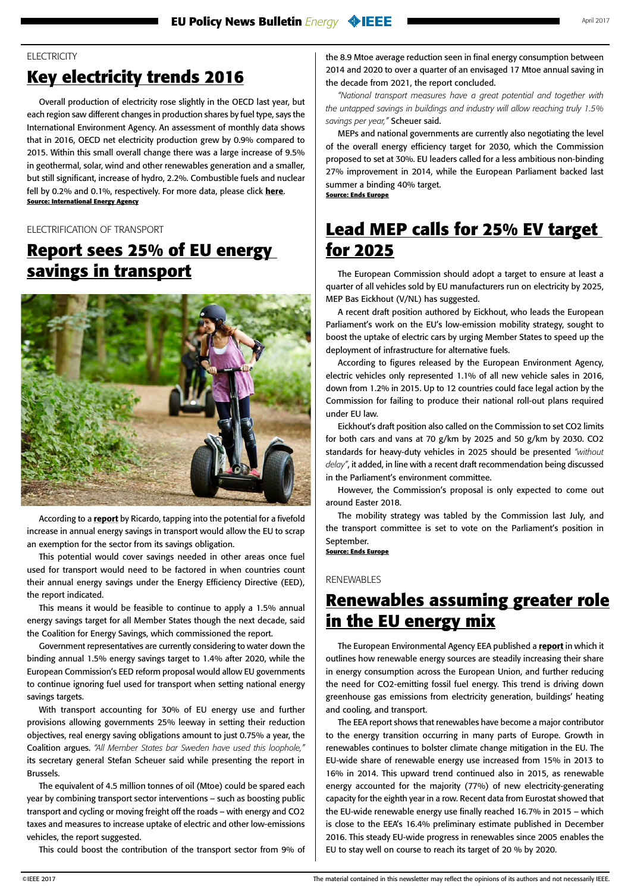ELECTRICITY

# Key electricity trends 2016

Overall production of electricity rose slightly in the OECD last year, but each region saw different changes in production shares by fuel type, says the International Environment Agency. An assessment of monthly data shows that in 2016, OECD net electricity production grew by 0.9% compared to 2015. Within this small overall change there was a large increase of 9.5% in geothermal, solar, wind and other renewables generation and a smaller, but still significant, increase of hydro, 2.2%. Combustible fuels and nuclear fell by 0.2% and 0.1%, respectively. For more data, please click **here**.

**Source: International Energy Agency**

ELECTRIFICATION OF TRANSPORT

# Report sees 25% of EU energy savings in transport

According to a **report** by Ricardo, tapping into the potential for a fivefold increase in annual energy savings in transport would allow the EU to scrap an exemption for the sector from its savings obligation.

This potential would cover savings needed in other areas once fuel used for transport would need to be factored in when countries count their annual energy savings under the Energy Efficiency Directive (EED), the report indicated.

This means it would be feasible to continue to apply a 1.5% annual energy savings target for all Member States though the next decade, said the Coalition for Energy Savings, which commissioned the report.

Government representatives are currently considering to water down the binding annual 1.5% energy savings target to 1.4% after 2020, while the European Commission's EED reform proposal would allow EU governments to continue ignoring fuel used for transport when setting national energy savings targets.

With transport accounting for 30% of EU energy use and further provisions allowing governments 25% leeway in setting their reduction objectives, real energy saving obligations amount to just 0.75% a year, the Coalition argues. *"All Member States bar Sweden have used this loophole,"* its secretary general Stefan Scheuer said while presenting the report in Brussels.

The equivalent of 4.5 million tonnes of oil (Mtoe) could be spared each year by combining transport sector interventions – such as boosting public transport and cycling or moving freight off the roads – with energy and CO2 taxes and measures to increase uptake of electric and other low-emissions vehicles, the report suggested.

This could boost the contribution of the transport sector from 9% of the 8.9 Mtoe average reduction seen in final energy consumption between 2014 and 2020 to over a quarter of an envisaged 17 Mtoe annual saving in the decade from 2021, the report concluded.

*"National transport measures have a great potential and together with the untapped savings in buildings and industry will allow reaching truly 1.5% savings per year,"* Scheuer said.

MEPs and national governments are currently also negotiating the level of the overall energy efficiency target for 2030, which the Commission proposed to set at 30%. EU leaders called for a less ambitious non-binding 27% improvement in 2014, while the European Parliament backed last summer a binding 40% target.

**Source: Ends Europe**

# Lead MEP calls for 25% EV target for 2025

The European Commission should adopt a target to ensure at least a quarter of all vehicles sold by EU manufacturers run on electricity by 2025, MEP Bas Eickhout (V/NL) has suggested.

A recent draft position authored by Eickhout, who leads the European Parliament's work on the EU's low-emission mobility strategy, sought to boost the uptake of electric cars by urging Member States to speed up the deployment of infrastructure for alternative fuels.

According to figures released by the European Environment Agency, electric vehicles only represented 1.1% of all new vehicle sales in 2016, down from 1.2% in 2015. Up to 12 countries could face legal action by the Commission for failing to produce their national roll-out plans required under EU law.

Eickhout's draft position also called on the Commission to set CO2 limits for both cars and vans at 70 g/km by 2025 and 50 g/km by 2030. CO2 standards for heavy-duty vehicles in 2025 should be presented *"without delay"*, it added, in line with a recent draft recommendation being discussed in the Parliament's environment committee.

However, the Commission's proposal is only expected to come out around Easter 2018.

The mobility strategy was tabled by the Commission last July, and the transport committee is set to vote on the Parliament's position in September.

**Source: Ends Europe**

RENEWABLES

# Renewables assuming greater role in the EU energy mix

The European Environmental Agency EEA published a **report** in which it outlines how renewable energy sources are steadily increasing their share in energy consumption across the European Union, and further reducing the need for CO2-emitting fossil fuel energy. This trend is driving down greenhouse gas emissions from electricity generation, buildings' heating and cooling, and transport.

The EEA report shows that renewables have become a major contributor to the energy transition occurring in many parts of Europe. Growth in renewables continues to bolster climate change mitigation in the EU. The EU-wide share of renewable energy use increased from 15% in 2013 to 16% in 2014. This upward trend continued also in 2015, as renewable energy accounted for the majority (77%) of new electricity-generating capacity for the eighth year in a row. Recent data from Eurostat showed that the EU-wide renewable energy use finally reached 16.7% in 2015 – which is close to the EEA's 16.4% preliminary estimate published in December 2016. This steady EU-wide progress in renewables since 2005 enables the EU to stay well on course to reach its target of 20 % by 2020.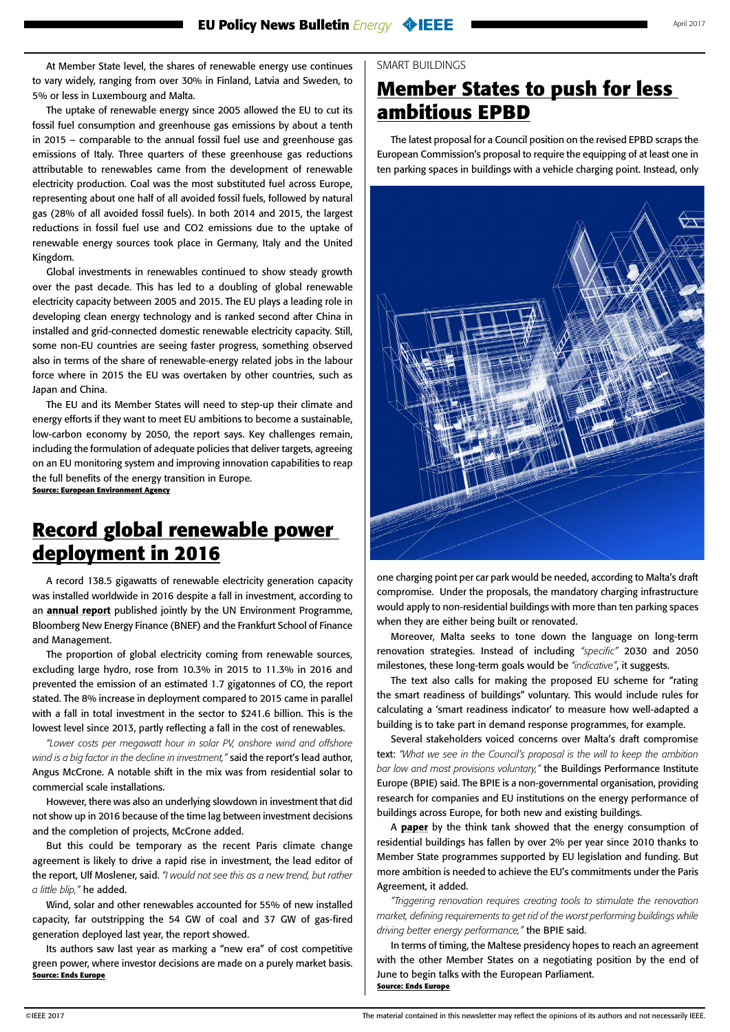At Member State level, the shares of renewable energy use continues to vary widely, ranging from over 30% in Finland, Latvia and Sweden, to 5% or less in Luxembourg and Malta.

The uptake of renewable energy since 2005 allowed the EU to cut its fossil fuel consumption and greenhouse gas emissions by about a tenth in 2015 – comparable to the annual fossil fuel use and greenhouse gas emissions of Italy. Three quarters of these greenhouse gas reductions attributable to renewables came from the development of renewable electricity production. Coal was the most substituted fuel across Europe, representing about one half of all avoided fossil fuels, followed by natural gas (28% of all avoided fossil fuels). In both 2014 and 2015, the largest reductions in fossil fuel use and CO2 emissions due to the uptake of renewable energy sources took place in Germany, Italy and the United Kingdom.

Global investments in renewables continued to show steady growth over the past decade. This has led to a doubling of global renewable electricity capacity between 2005 and 2015. The EU plays a leading role in developing clean energy technology and is ranked second after China in installed and grid-connected domestic renewable electricity capacity. Still, some non-EU countries are seeing faster progress, something observed also in terms of the share of renewable-energy related jobs in the labour force where in 2015 the EU was overtaken by other countries, such as Japan and China.

The EU and its Member States will need to step-up their climate and energy efforts if they want to meet EU ambitions to become a sustainable, low-carbon economy by 2050, the report says. Key challenges remain, including the formulation of adequate policies that deliver targets, agreeing on an EU monitoring system and improving innovation capabilities to reap the full benefits of the energy transition in Europe.

**Source: European Environment Agency**

## Record global renewable power deployment in 2016

A record 138.5 gigawatts of renewable electricity generation capacity was installed worldwide in 2016 despite a fall in investment, according to an **annual report** published jointly by the UN Environment Programme, Bloomberg New Energy Finance (BNEF) and the Frankfurt School of Finance and Management.

The proportion of global electricity coming from renewable sources, excluding large hydro, rose from 10.3% in 2015 to 11.3% in 2016 and prevented the emission of an estimated 1.7 gigatonnes of CO, the report stated. The 8% increase in deployment compared to 2015 came in parallel with a fall in total investment in the sector to $241.6 billion. This is the lowest level since 2013, partly reflecting a fall in the cost of renewables.

*"Lower costs per megawatt hour in solar PV, onshore wind and offshore wind is a big factor in the decline in investment,"* said the report's lead author, Angus McCrone. A notable shift in the mix was from residential solar to commercial scale installations.

However, there was also an underlying slowdown in investment that did not show up in 2016 because of the time lag between investment decisions and the completion of projects, McCrone added.

But this could be temporary as the recent Paris climate change agreement is likely to drive a rapid rise in investment, the lead editor of the report, Ulf Moslener, said. *"I would not see this as a new trend, but rather a little blip,"* he added.

Wind, solar and other renewables accounted for 55% of new installed capacity, far outstripping the 54 GW of coal and 37 GW of gas-fired generation deployed last year, the report showed.

Its authors saw last year as marking a "new era" of cost competitive green power, where investor decisions are made on a purely market basis.

**Source: Ends Europe**

SMART BUILDINGS

## Member States to push for less ambitious EPBD

The latest proposal for a Council position on the revised EPBD scraps the European Commission's proposal to require the equipping of at least one in ten parking spaces in buildings with a vehicle charging point. Instead, only one charging point per car park would be needed, according to Malta's draft compromise. Under the proposals, the mandatory charging infrastructure would apply to non-residential buildings with more than ten parking spaces when they are either being built or renovated.

Moreover, Malta seeks to tone down the language on long-term renovation strategies. Instead of including *"specific"* 2030 and 2050 milestones, these long-term goals would be *"indicative"*, it suggests.

The text also calls for making the proposed EU scheme for "rating the smart readiness of buildings" voluntary. This would include rules for calculating a 'smart readiness indicator' to measure how well-adapted a building is to take part in demand response programmes, for example.

Several stakeholders voiced concerns over Malta's draft compromise text: *"What we see in the Council's proposal is the will to keep the ambition bar low and most provisions voluntary,"* the Buildings Performance Institute Europe (BPIE) said. The BPIE is a non-governmental organisation, providing research for companies and EU institutions on the energy performance of buildings across Europe, for both new and existing buildings.

A **paper** by the think tank showed that the energy consumption of residential buildings has fallen by over 2% per year since 2010 thanks to Member State programmes supported by EU legislation and funding. But more ambition is needed to achieve the EU's commitments under the Paris Agreement, it added.

*"Triggering renovation requires creating tools to stimulate the renovation market, defining requirements to get rid of the worst performing buildings while driving better energy performance,"* the BPIE said.

In terms of timing, the Maltese presidency hopes to reach an agreement with the other Member States on a negotiating position by the end of June to begin talks with the European Parliament.

**Source: Ends Europe**